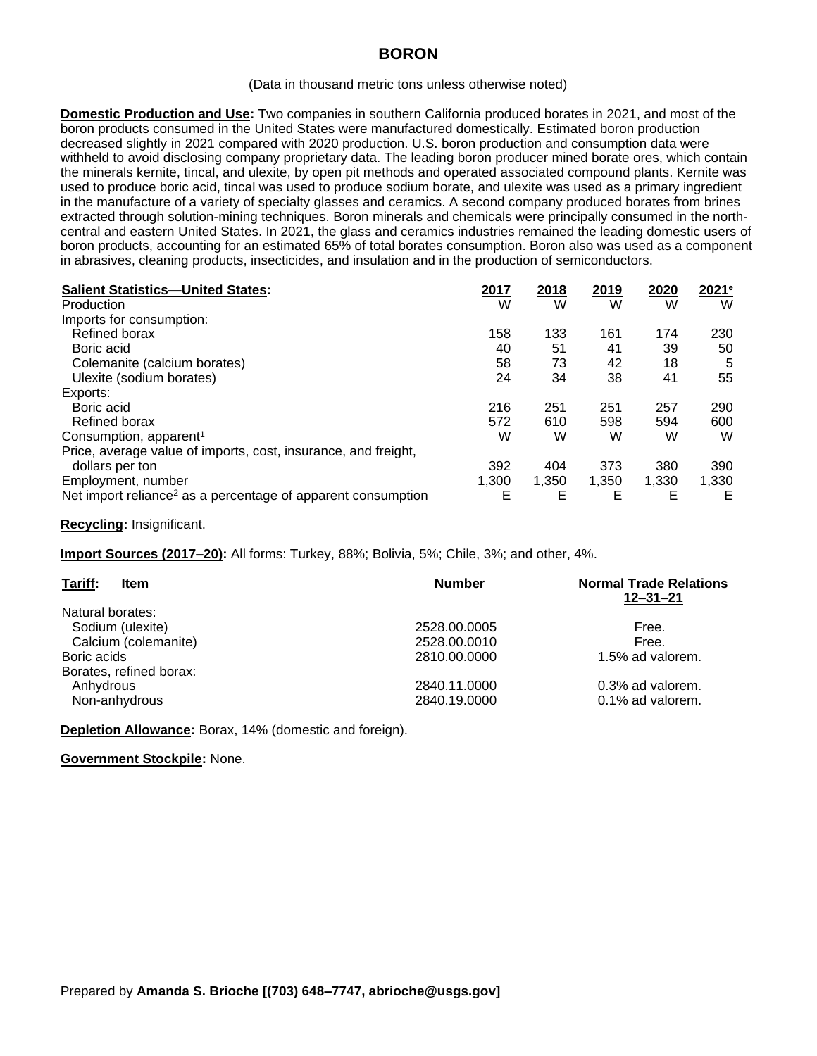# BORON

(Data in thousand metric tons unless otherwise noted)

**Domestic Production and Use:** Two companies in southern California produced borates in 2021, and most of the boron products consumed in the United States were manufactured domestically. Estimated boron production decreased slightly in 2021 compared with 2020 production. U.S. boron production and consumption data were withheld to avoid disclosing company proprietary data. The leading boron producer mined borate ores, which contain the minerals kernite, tincal, and ulexite, by open pit methods and operated associated compound plants. Kernite was used to produce boric acid, tincal was used to produce sodium borate, and ulexite was used as a primary ingredient in the manufacture of a variety of specialty glasses and ceramics. A second company produced borates from brines extracted through solution-mining techniques. Boron minerals and chemicals were principally consumed in the north-central and eastern United States. In 2021, the glass and ceramics industries remained the leading domestic users of boron products, accounting for an estimated 65% of total borates consumption. Boron also was used as a component in abrasives, cleaning products, insecticides, and insulation and in the production of semiconductors.

| **Salient Statistics—United States:** | 2017 | 2018 | 2019 | 2020 | 2021[e] |
|---|---|---|---|---|---|
| Production | W | W | W | W | W |
| Imports for consumption: | | | | | |
| Refined borax | 158 | 133 | 161 | 174 | 230 |
| Boric acid | 40 | 51 | 41 | 39 | 50 |
| Colemanite (calcium borates) | 58 | 73 | 42 | 18 | 5 |
| Ulexite (sodium borates) | 24 | 34 | 38 | 41 | 55 |
| Exports: | | | | | |
| Boric acid | 216 | 251 | 251 | 257 | 290 |
| Refined borax | 572 | 610 | 598 | 594 | 600 |
| Consumption, apparent[1] | W | W | W | W | W |
| Price, average value of imports, cost, insurance, and freight, dollars per ton | 392 | 404 | 373 | 380 | 390 |
| Employment, number | 1,300 | 1,350 | 1,350 | 1,330 | 1,330 |
| Net import reliance[2] as a percentage of apparent consumption | E | E | E | E | E |

**Recycling:** Insignificant.

**Import Sources (2017–20):** All forms: Turkey, 88%; Bolivia, 5%; Chile, 3%; and other, 4%.

| **Tariff:** Item | Number | Normal Trade Relations 12–31–21 |
|---|---|---|
| Natural borates: | | |
| Sodium (ulexite) | 2528.00.0005 | Free. |
| Calcium (colemanite) | 2528.00.0010 | Free. |
| Boric acids | 2810.00.0000 | 1.5% ad valorem. |
| Borates, refined borax: | | |
| Anhydrous | 2840.11.0000 | 0.3% ad valorem. |
| Non-anhydrous | 2840.19.0000 | 0.1% ad valorem. |

**Depletion Allowance:** Borax, 14% (domestic and foreign).

**Government Stockpile:** None.

Prepared by **Amanda S. Brioche [(703) 648–7747, abrioche@usgs.gov]**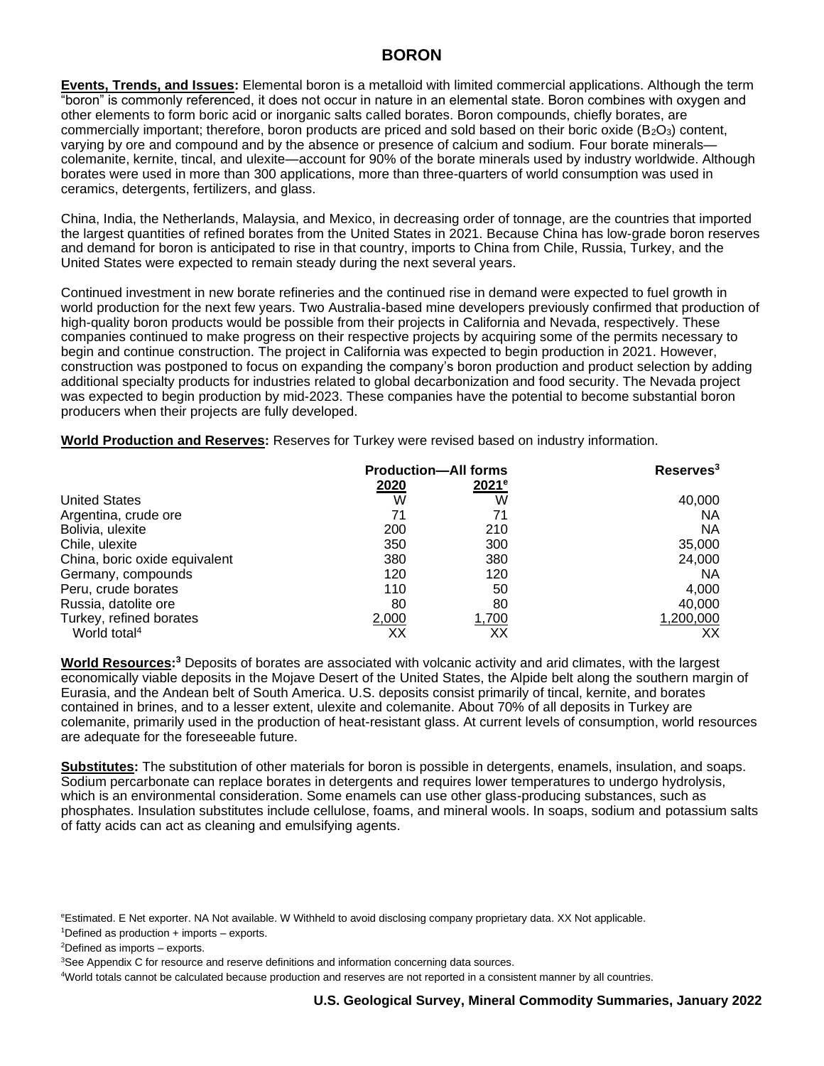## BORON

**Events, Trends, and Issues:** Elemental boron is a metalloid with limited commercial applications. Although the term "boron" is commonly referenced, it does not occur in nature in an elemental state. Boron combines with oxygen and other elements to form boric acid or inorganic salts called borates. Boron compounds, chiefly borates, are commercially important; therefore, boron products are priced and sold based on their boric oxide ($B_2O_3$) content, varying by ore and compound and by the absence or presence of calcium and sodium. Four borate minerals—colemanite, kernite, tincal, and ulexite—account for 90% of the borate minerals used by industry worldwide. Although borates were used in more than 300 applications, more than three-quarters of world consumption was used in ceramics, detergents, fertilizers, and glass.

China, India, the Netherlands, Malaysia, and Mexico, in decreasing order of tonnage, are the countries that imported the largest quantities of refined borates from the United States in 2021. Because China has low-grade boron reserves and demand for boron is anticipated to rise in that country, imports to China from Chile, Russia, Turkey, and the United States were expected to remain steady during the next several years.

Continued investment in new borate refineries and the continued rise in demand were expected to fuel growth in world production for the next few years. Two Australia-based mine developers previously confirmed that production of high-quality boron products would be possible from their projects in California and Nevada, respectively. These companies continued to make progress on their respective projects by acquiring some of the permits necessary to begin and continue construction. The project in California was expected to begin production in 2021. However, construction was postponed to focus on expanding the company's boron production and product selection by adding additional specialty products for industries related to global decarbonization and food security. The Nevada project was expected to begin production by mid-2023. These companies have the potential to become substantial boron producers when their projects are fully developed.

**World Production and Reserves:** Reserves for Turkey were revised based on industry information.

| | Production—All forms | | Reserves[3] |
|---|---|---|---|
| | 2020 | 2021[e] | |
| United States | W | W | 40,000 |
| Argentina, crude ore | 71 | 71 | NA |
| Bolivia, ulexite | 200 | 210 | NA |
| Chile, ulexite | 350 | 300 | 35,000 |
| China, boric oxide equivalent | 380 | 380 | 24,000 |
| Germany, compounds | 120 | 120 | NA |
| Peru, crude borates | 110 | 50 | 4,000 |
| Russia, datolite ore | 80 | 80 | 40,000 |
| Turkey, refined borates | 2,000 | 1,700 | 1,200,000 |
| World total[4] | XX | XX | XX |

**World Resources:**[3] Deposits of borates are associated with volcanic activity and arid climates, with the largest economically viable deposits in the Mojave Desert of the United States, the Alpide belt along the southern margin of Eurasia, and the Andean belt of South America. U.S. deposits consist primarily of tincal, kernite, and borates contained in brines, and to a lesser extent, ulexite and colemanite. About 70% of all deposits in Turkey are colemanite, primarily used in the production of heat-resistant glass. At current levels of consumption, world resources are adequate for the foreseeable future.

**Substitutes:** The substitution of other materials for boron is possible in detergents, enamels, insulation, and soaps. Sodium percarbonate can replace borates in detergents and requires lower temperatures to undergo hydrolysis, which is an environmental consideration. Some enamels can use other glass-producing substances, such as phosphates. Insulation substitutes include cellulose, foams, and mineral wools. In soaps, sodium and potassium salts of fatty acids can act as cleaning and emulsifying agents.

[e]Estimated. E Net exporter. NA Not available. W Withheld to avoid disclosing company proprietary data. XX Not applicable.

[1]Defined as production + imports – exports.

[2]Defined as imports – exports.

[3]See Appendix C for resource and reserve definitions and information concerning data sources.

[4]World totals cannot be calculated because production and reserves are not reported in a consistent manner by all countries.

**U.S. Geological Survey, Mineral Commodity Summaries, January 2022**